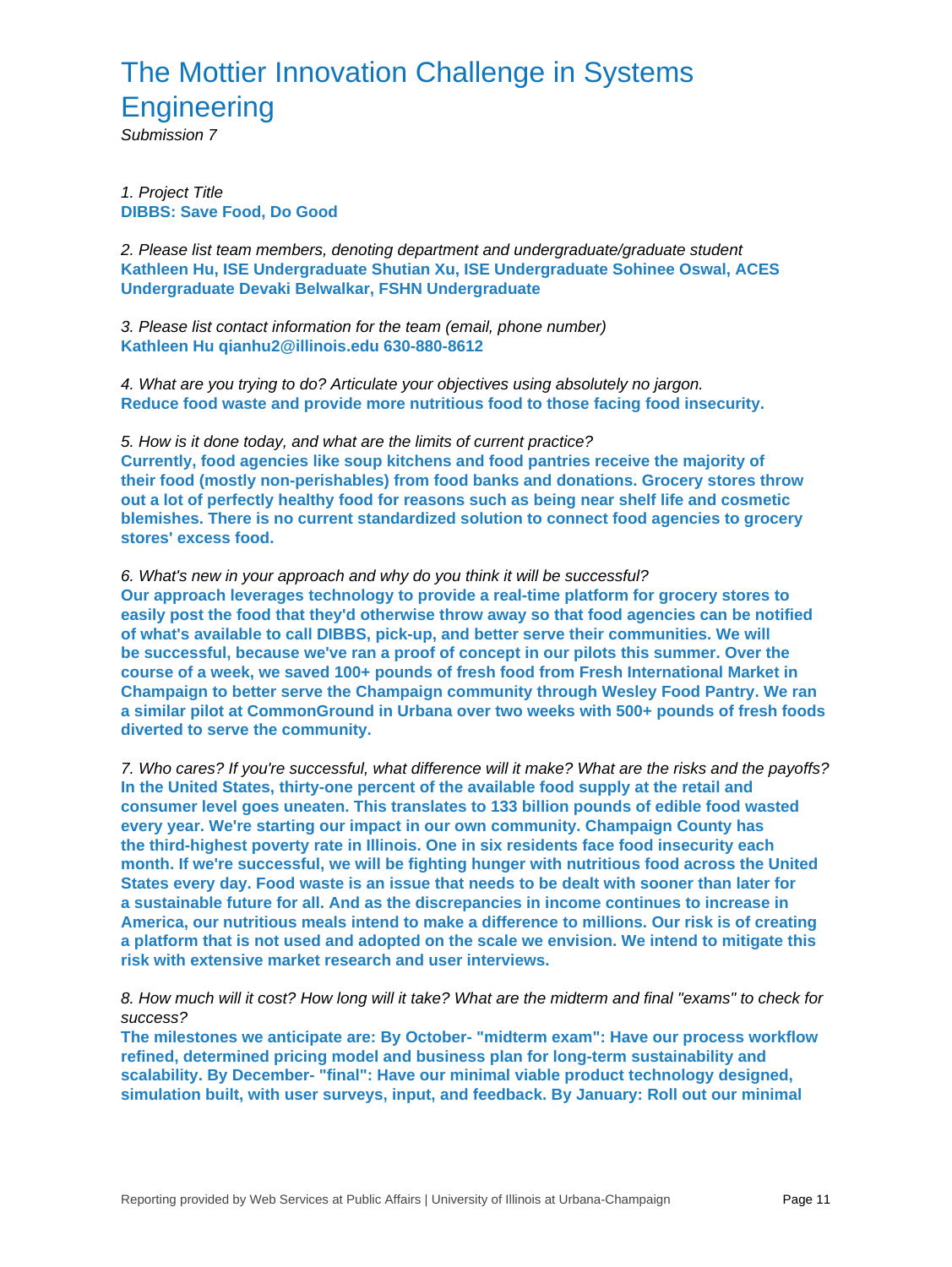# The Mottier Innovation Challenge in Systems Engineering

*Submission 7*

*1. Project Title*

**DIBBS: Save Food, Do Good**

*2. Please list team members, denoting department and undergraduate/graduate student*

**Kathleen Hu, ISE Undergraduate Shutian Xu, ISE Undergraduate Sohinee Oswal, ACES Undergraduate Devaki Belwalkar, FSHN Undergraduate**

*3. Please list contact information for the team (email, phone number)*

**Kathleen Hu qianhu2@illinois.edu 630-880-8612**

*4. What are you trying to do? Articulate your objectives using absolutely no jargon.*

**Reduce food waste and provide more nutritious food to those facing food insecurity.**

*5. How is it done today, and what are the limits of current practice?*

**Currently, food agencies like soup kitchens and food pantries receive the majority of their food (mostly non-perishables) from food banks and donations. Grocery stores throw out a lot of perfectly healthy food for reasons such as being near shelf life and cosmetic blemishes. There is no current standardized solution to connect food agencies to grocery stores' excess food.**

*6. What's new in your approach and why do you think it will be successful?*

**Our approach leverages technology to provide a real-time platform for grocery stores to easily post the food that they'd otherwise throw away so that food agencies can be notified of what's available to call DIBBS, pick-up, and better serve their communities. We will be successful, because we've ran a proof of concept in our pilots this summer. Over the course of a week, we saved 100+ pounds of fresh food from Fresh International Market in Champaign to better serve the Champaign community through Wesley Food Pantry. We ran a similar pilot at CommonGround in Urbana over two weeks with 500+ pounds of fresh foods diverted to serve the community.**

*7. Who cares? If you're successful, what difference will it make? What are the risks and the payoffs?*

**In the United States, thirty-one percent of the available food supply at the retail and consumer level goes uneaten. This translates to 133 billion pounds of edible food wasted every year. We're starting our impact in our own community. Champaign County has the third-highest poverty rate in Illinois. One in six residents face food insecurity each month. If we're successful, we will be fighting hunger with nutritious food across the United States every day. Food waste is an issue that needs to be dealt with sooner than later for a sustainable future for all. And as the discrepancies in income continues to increase in America, our nutritious meals intend to make a difference to millions. Our risk is of creating a platform that is not used and adopted on the scale we envision. We intend to mitigate this risk with extensive market research and user interviews.**

*8. How much will it cost? How long will it take? What are the midterm and final "exams" to check for success?*

**The milestones we anticipate are: By October- "midterm exam": Have our process workflow refined, determined pricing model and business plan for long-term sustainability and scalability. By December- "final": Have our minimal viable product technology designed, simulation built, with user surveys, input, and feedback. By January: Roll out our minimal**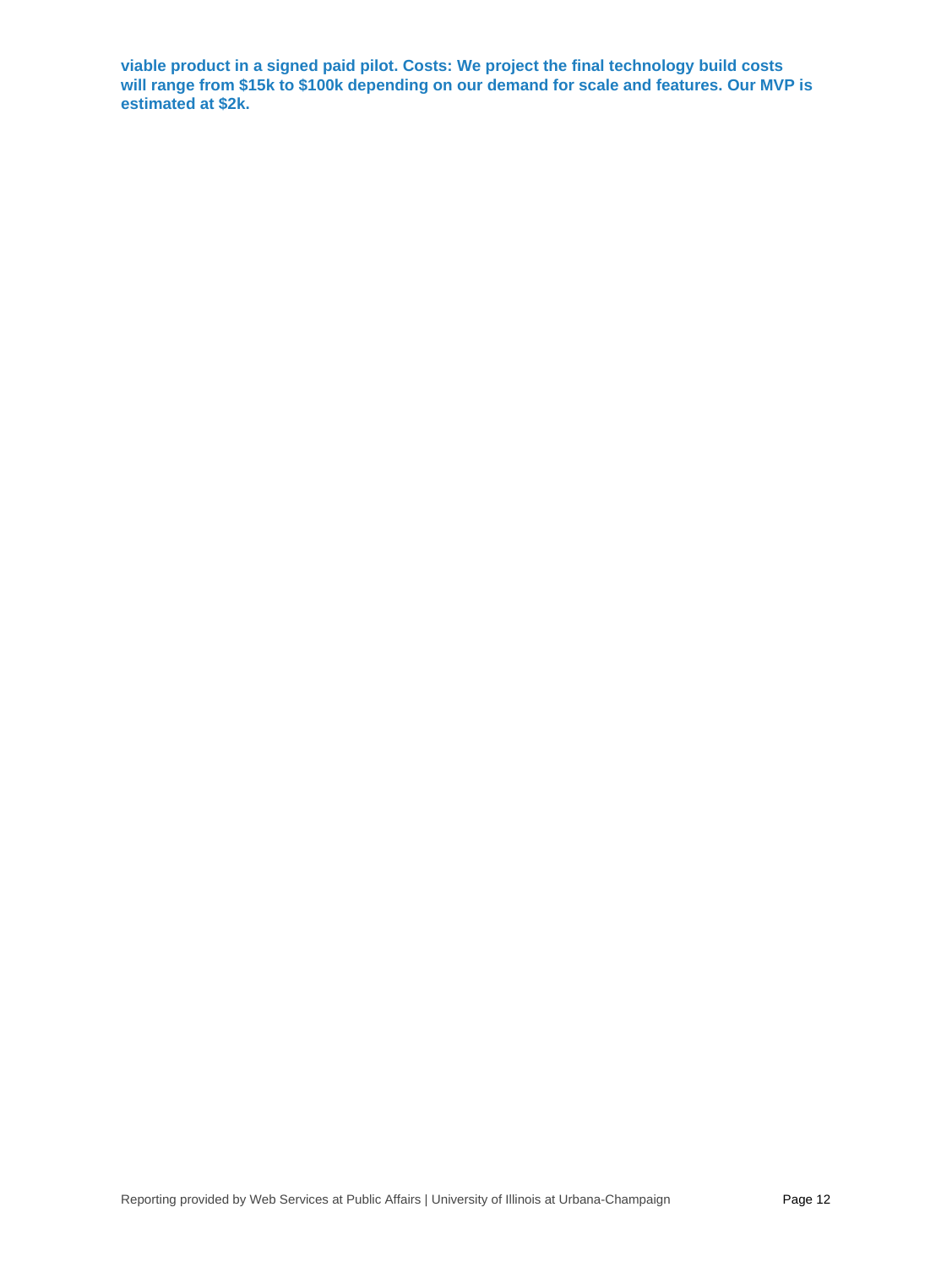**viable product in a signed paid pilot. Costs: We project the final technology build costs will range from $15k to $100k depending on our demand for scale and features. Our MVP is estimated at $2k.**